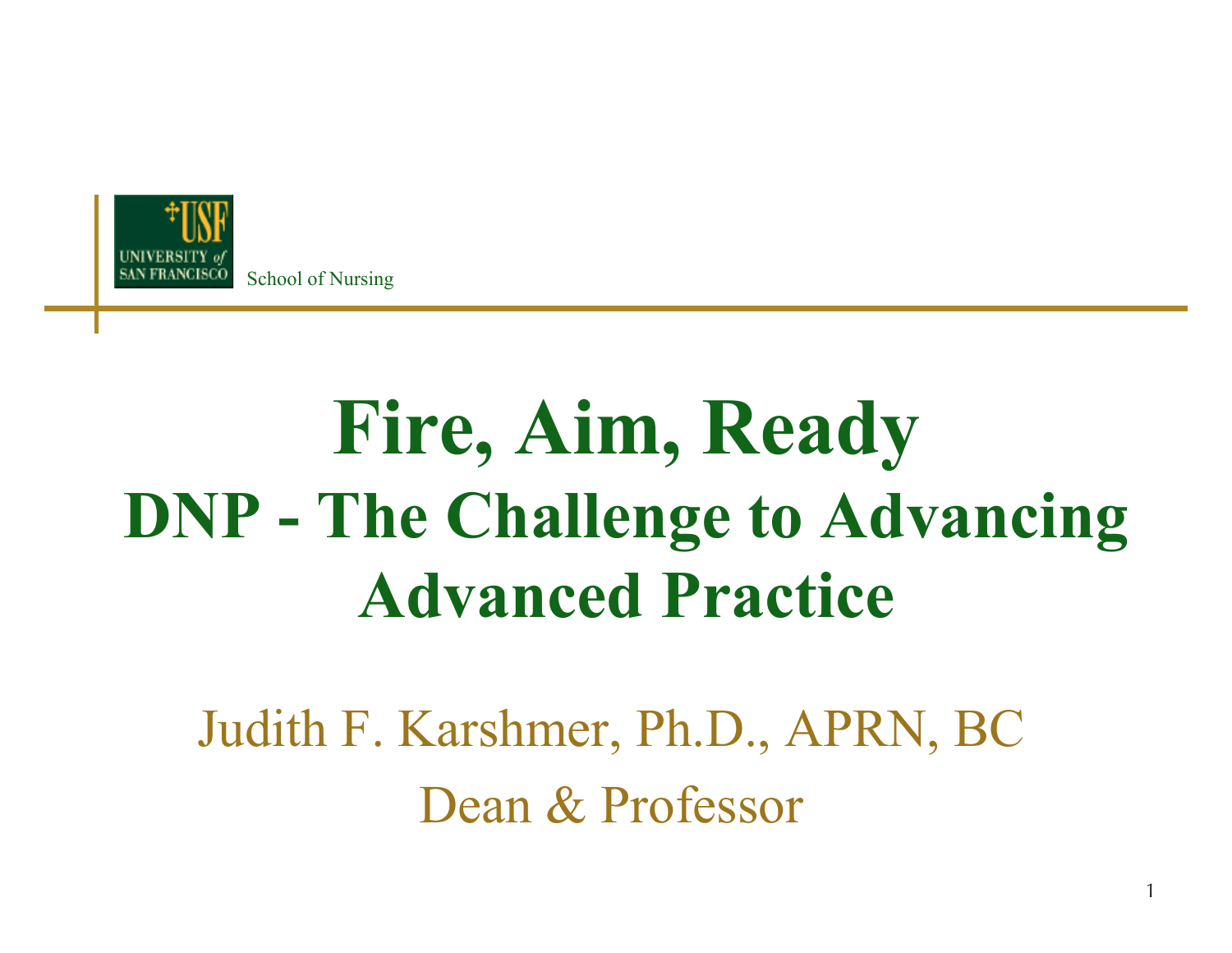UNIVERSITY of SAN FRANCISCO School of Nursing

# Fire, Aim, Ready

## DNP - The Challenge to Advancing Advanced Practice

Judith F. Karshmer, Ph.D., APRN, BC

Dean & Professor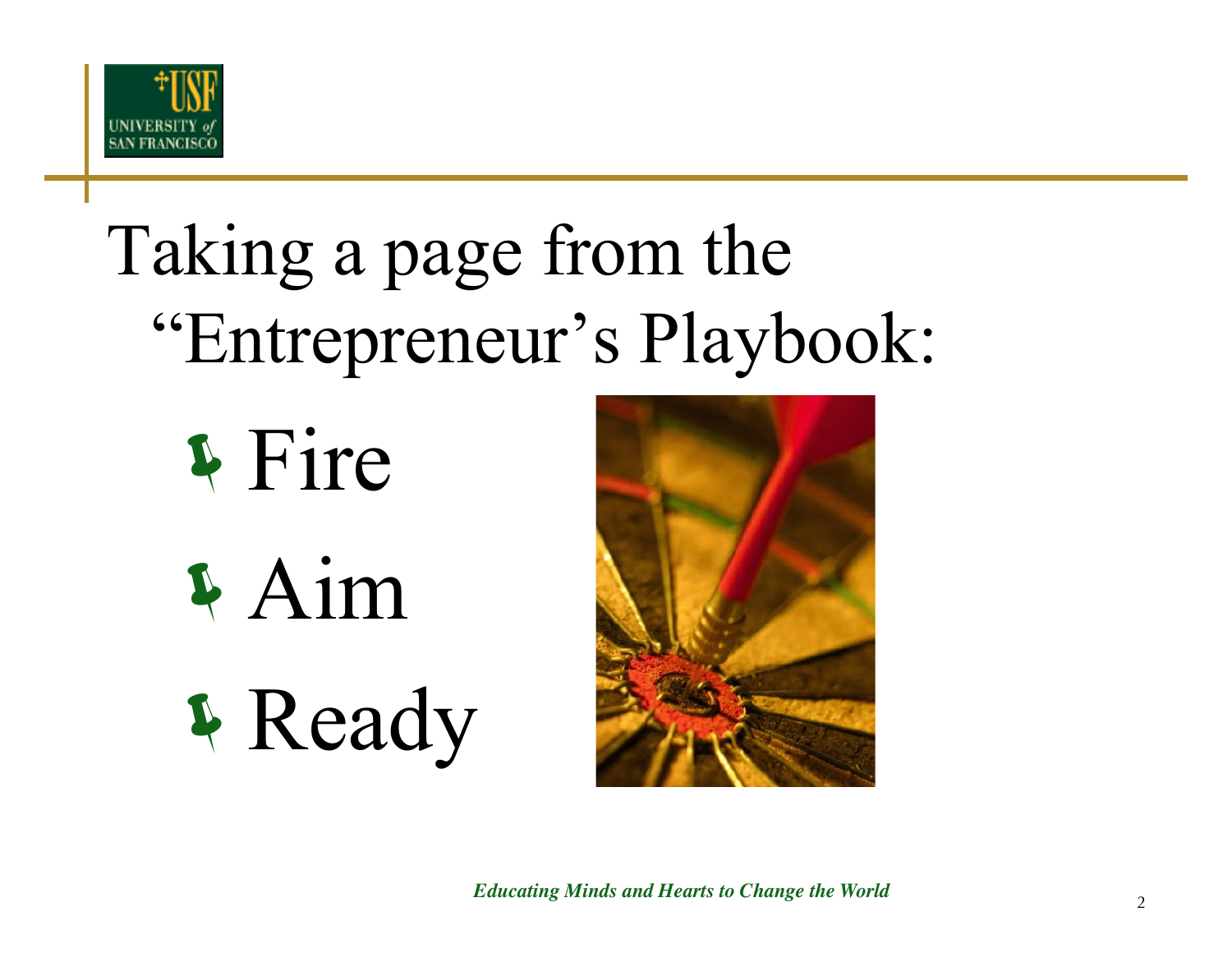# Taking a page from the "Entrepreneur's Playbook:

- Fire
- Aim
- Ready

*Educating Minds and Hearts to Change the World*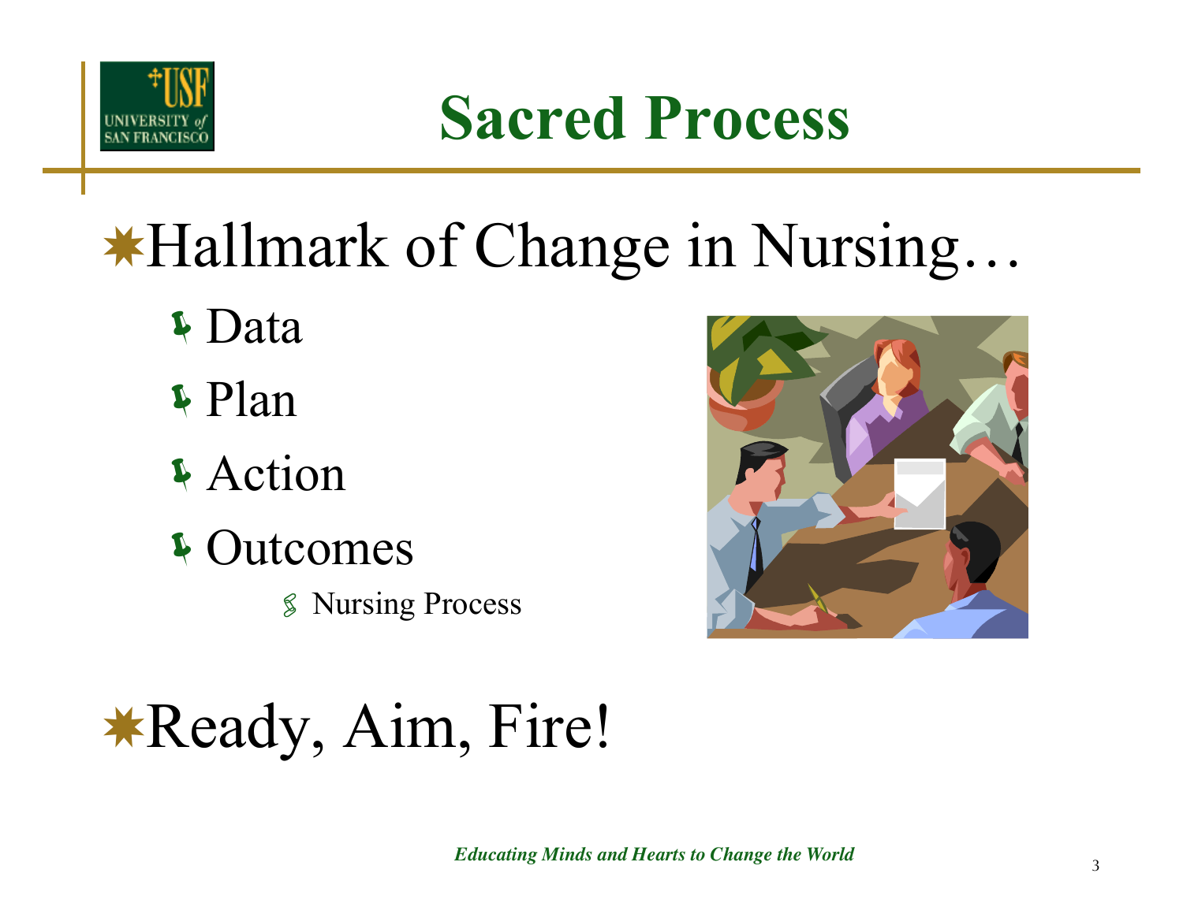# Sacred Process

- Hallmark of Change in Nursing…
  - Data
  - Plan
  - Action
  - Outcomes
    - Nursing Process
- Ready, Aim, Fire!

*Educating Minds and Hearts to Change the World*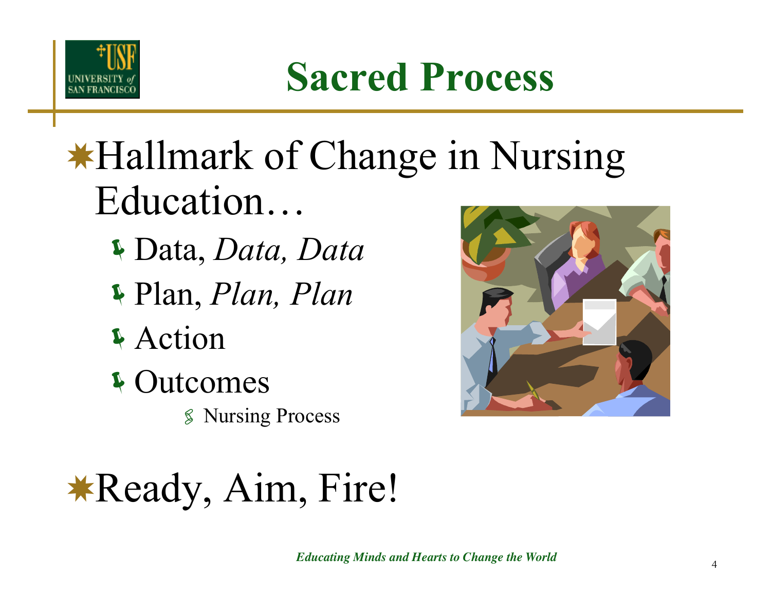# Sacred Process

- Hallmark of Change in Nursing Education…
  - Data, *Data, Data*
  - Plan, *Plan, Plan*
  - Action
  - Outcomes
    - Nursing Process

- Ready, Aim, Fire!

*Educating Minds and Hearts to Change the World*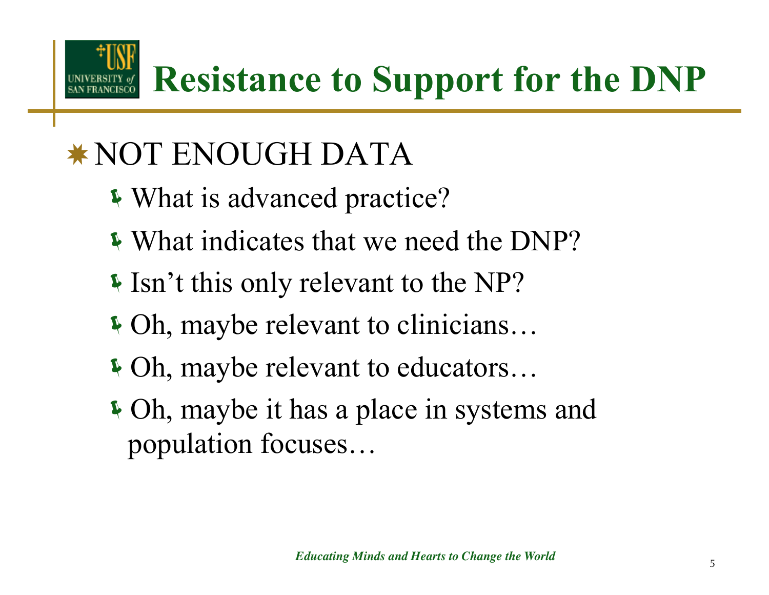# Resistance to Support for the DNP

- NOT ENOUGH DATA
  - What is advanced practice?
  - What indicates that we need the DNP?
  - Isn't this only relevant to the NP?
  - Oh, maybe relevant to clinicians…
  - Oh, maybe relevant to educators…
  - Oh, maybe it has a place in systems and population focuses…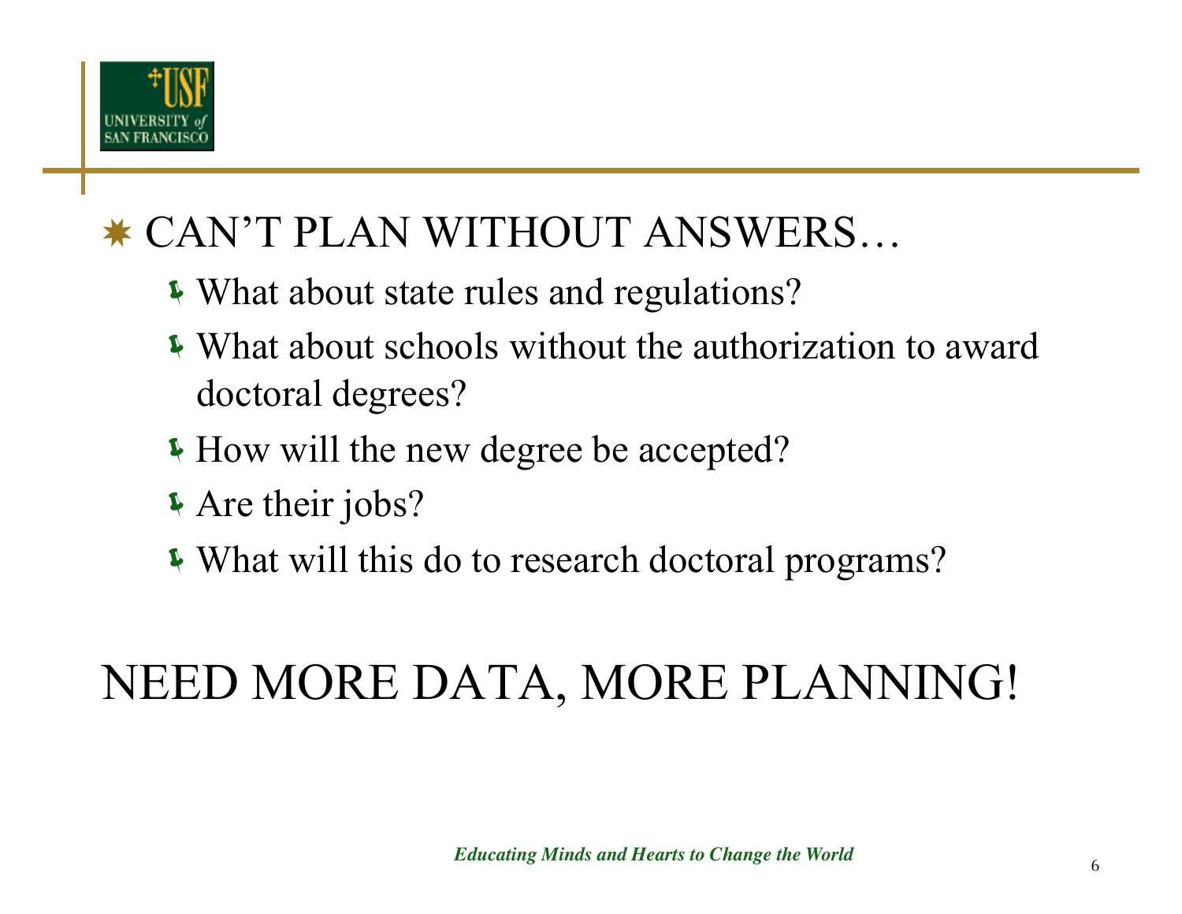- CAN'T PLAN WITHOUT ANSWERS…
  - What about state rules and regulations?
  - What about schools without the authorization to award doctoral degrees?
  - How will the new degree be accepted?
  - Are their jobs?
  - What will this do to research doctoral programs?

NEED MORE DATA, MORE PLANNING!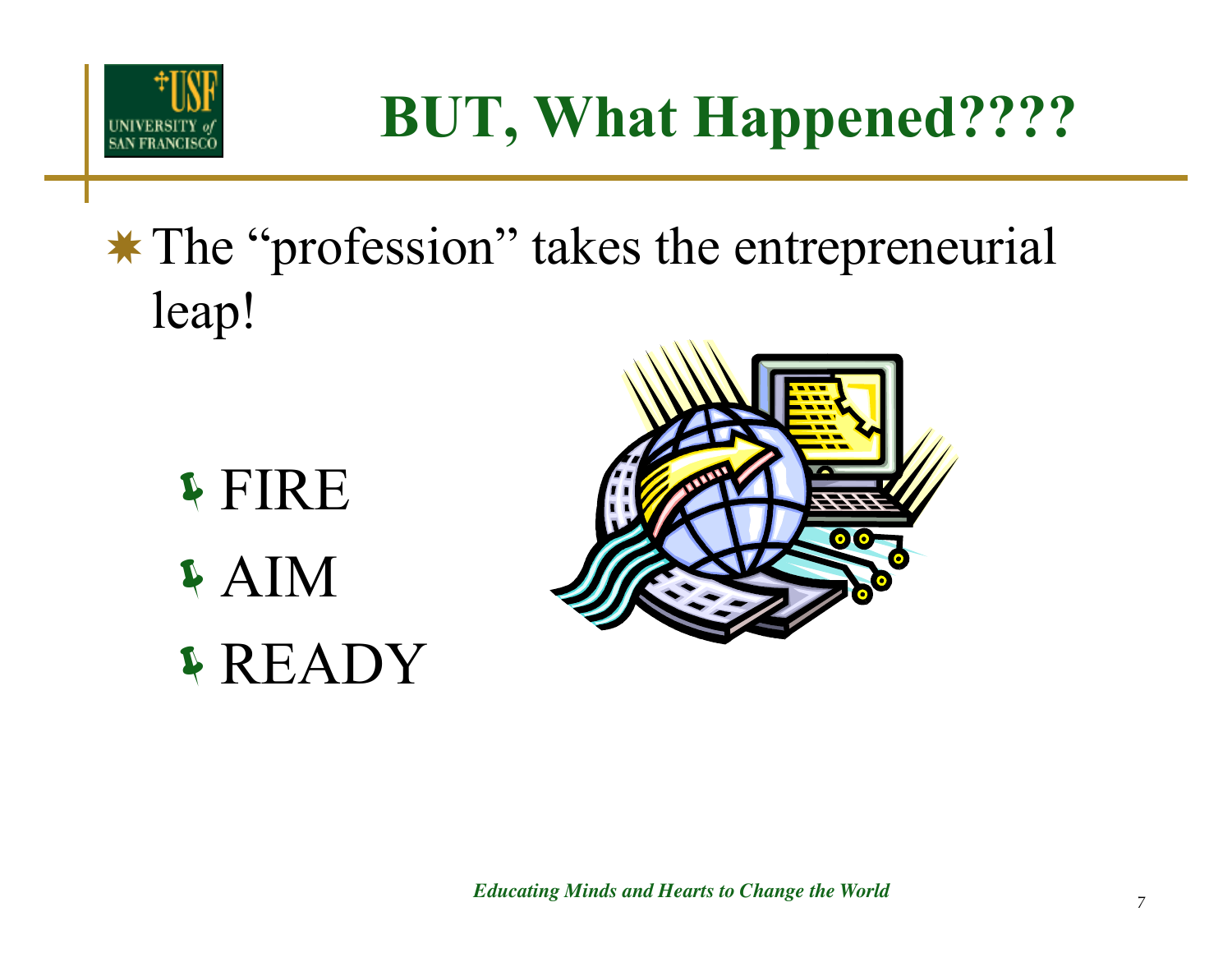# BUT, What Happened????

- The “profession” takes the entrepreneurial leap!
  - FIRE
  - AIM
  - READY

*Educating Minds and Hearts to Change the World*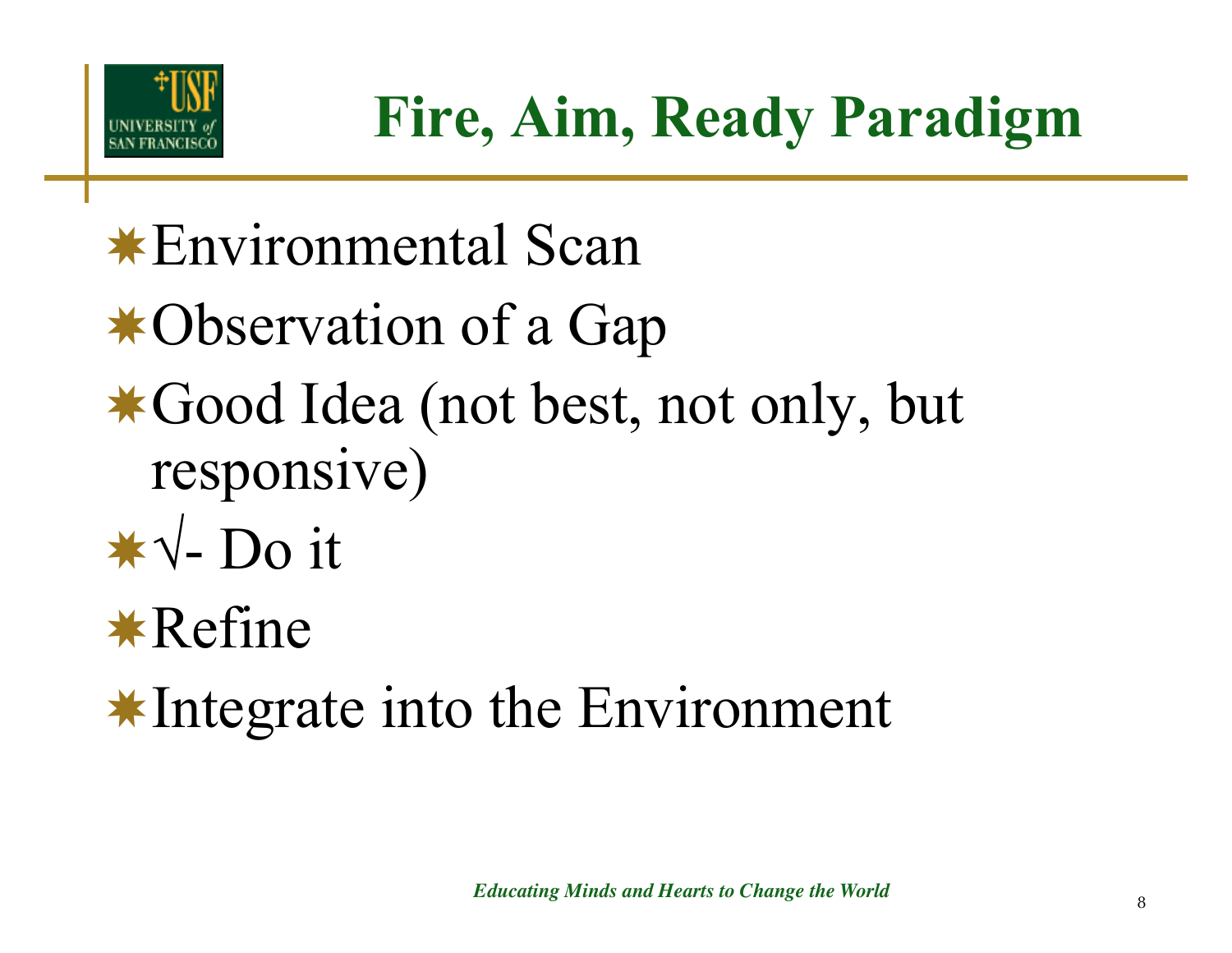# Fire, Aim, Ready Paradigm

- Environmental Scan
- Observation of a Gap
- Good Idea (not best, not only, but responsive)
- √- Do it
- Refine
- Integrate into the Environment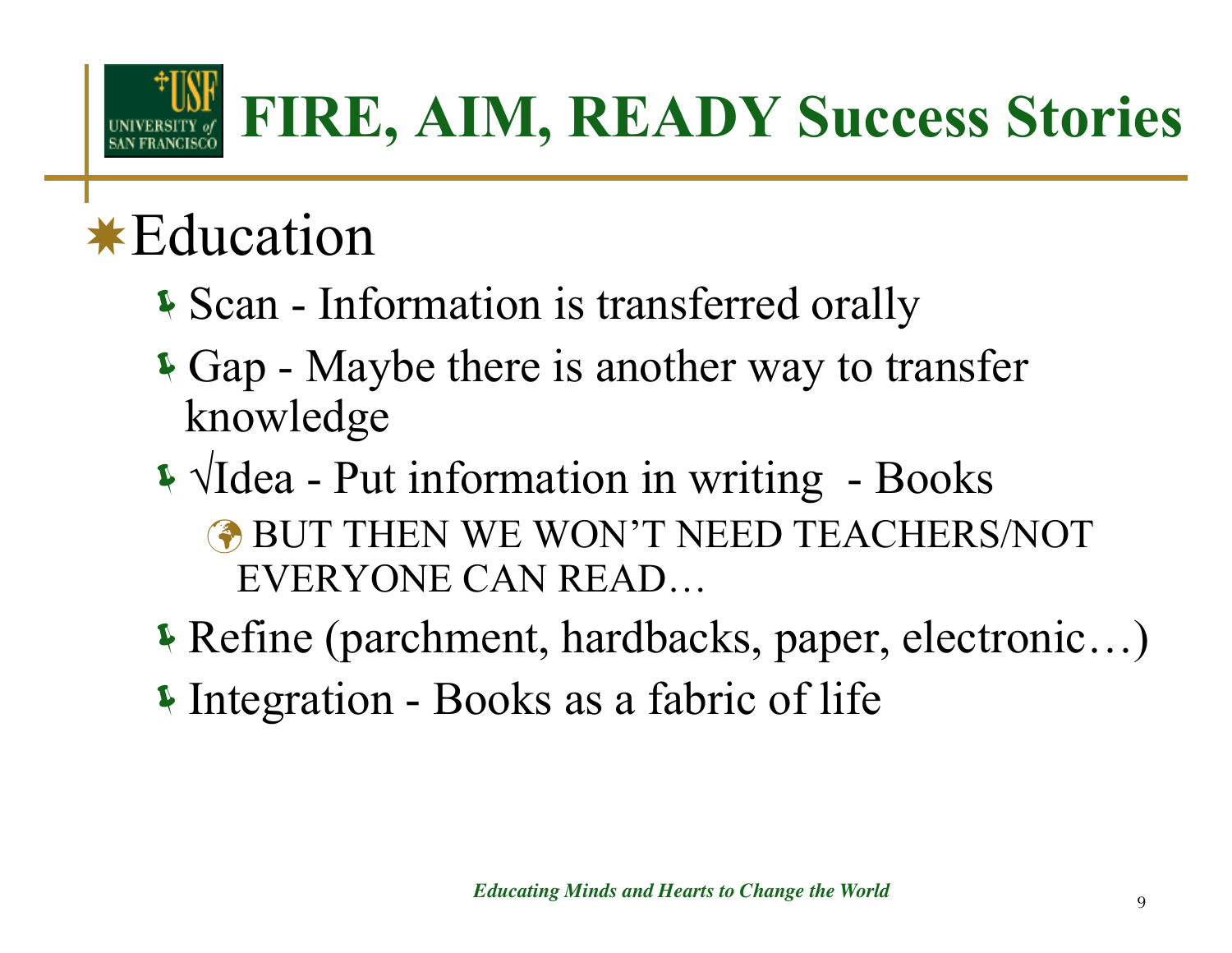# FIRE, AIM, READY Success Stories

- Education
  - Scan - Information is transferred orally
  - Gap - Maybe there is another way to transfer knowledge
  - √Idea - Put information in writing - Books
    - BUT THEN WE WON'T NEED TEACHERS/NOT EVERYONE CAN READ…
  - Refine (parchment, hardbacks, paper, electronic…)
  - Integration - Books as a fabric of life

*Educating Minds and Hearts to Change the World*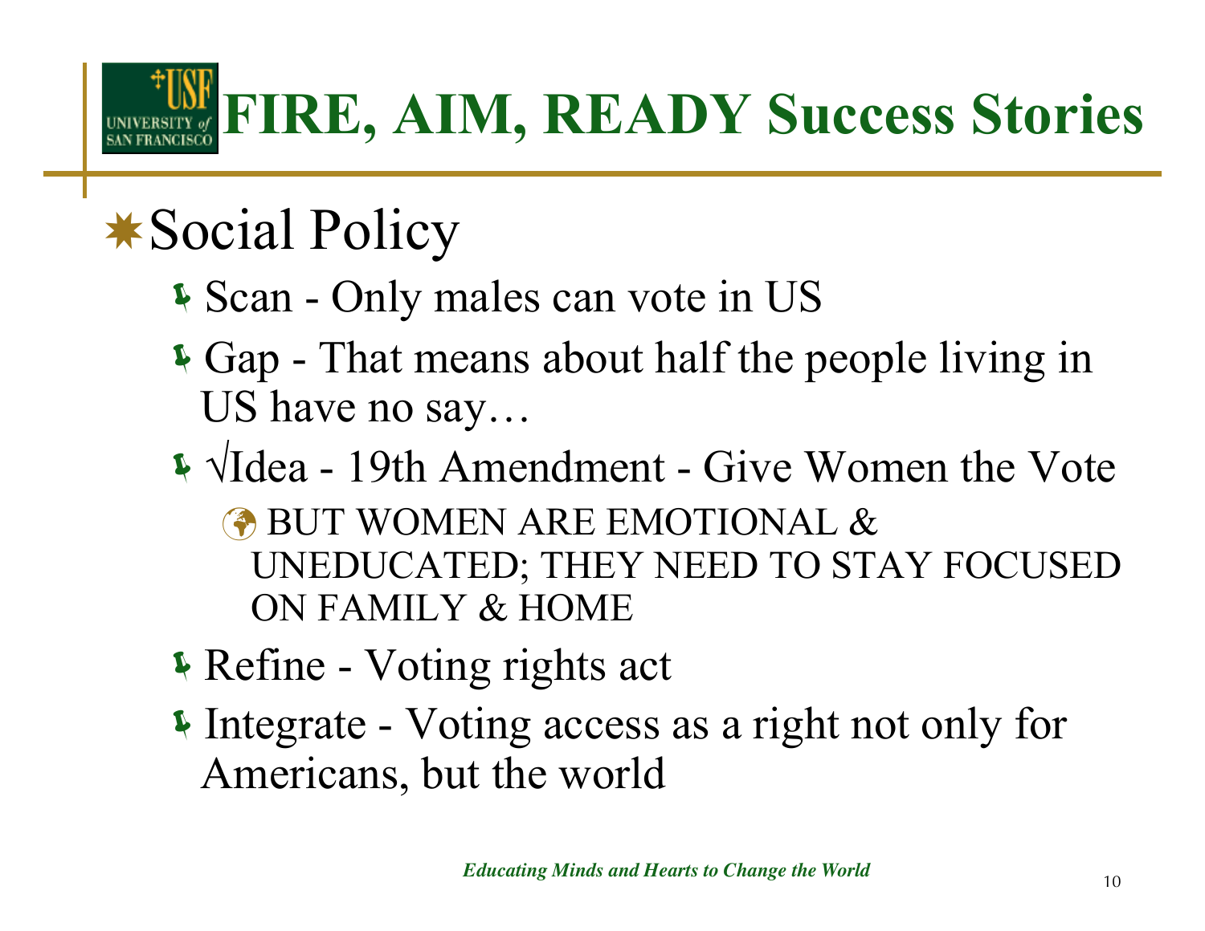# FIRE, AIM, READY Success Stories

- Social Policy
  - Scan - Only males can vote in US
  - Gap - That means about half the people living in US have no say…
  - √Idea - 19th Amendment - Give Women the Vote
    - BUT WOMEN ARE EMOTIONAL & UNEDUCATED; THEY NEED TO STAY FOCUSED ON FAMILY & HOME
  - Refine - Voting rights act
  - Integrate - Voting access as a right not only for Americans, but the world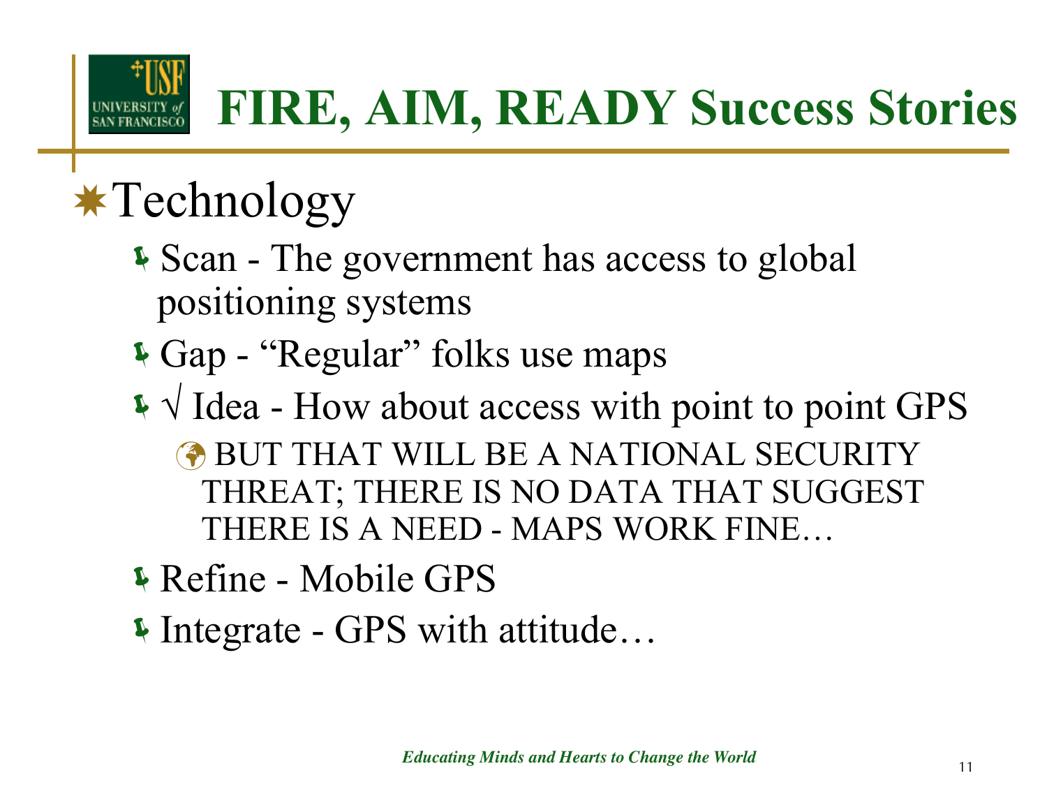# FIRE, AIM, READY Success Stories

- Technology
  - Scan - The government has access to global positioning systems
  - Gap - “Regular” folks use maps
  - √ Idea - How about access with point to point GPS
    - BUT THAT WILL BE A NATIONAL SECURITY THREAT; THERE IS NO DATA THAT SUGGEST THERE IS A NEED - MAPS WORK FINE…
  - Refine - Mobile GPS
  - Integrate - GPS with attitude…

*Educating Minds and Hearts to Change the World*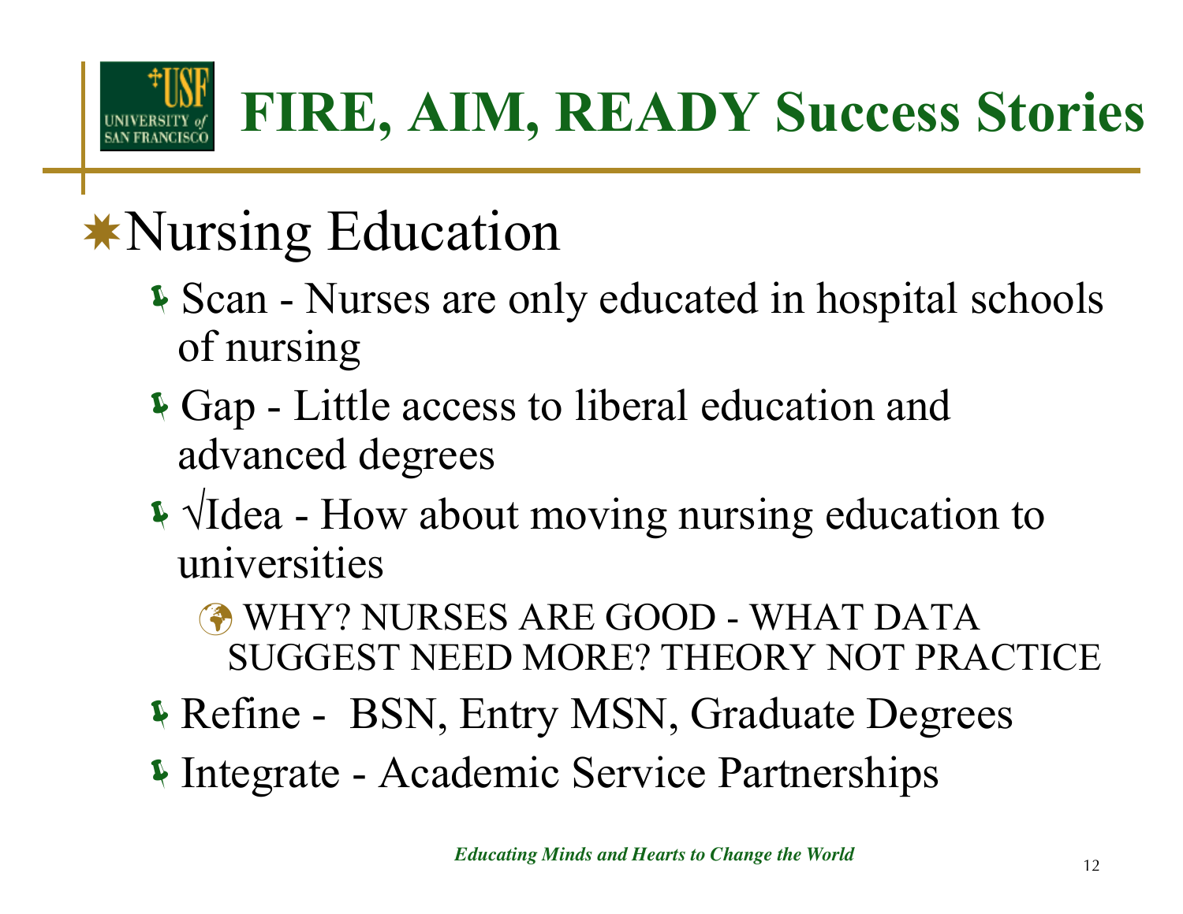# FIRE, AIM, READY Success Stories

## Nursing Education

- Scan - Nurses are only educated in hospital schools of nursing
- Gap - Little access to liberal education and advanced degrees
- √Idea - How about moving nursing education to universities
  - WHY? NURSES ARE GOOD - WHAT DATA SUGGEST NEED MORE? THEORY NOT PRACTICE
- Refine - BSN, Entry MSN, Graduate Degrees
- Integrate - Academic Service Partnerships

*Educating Minds and Hearts to Change the World*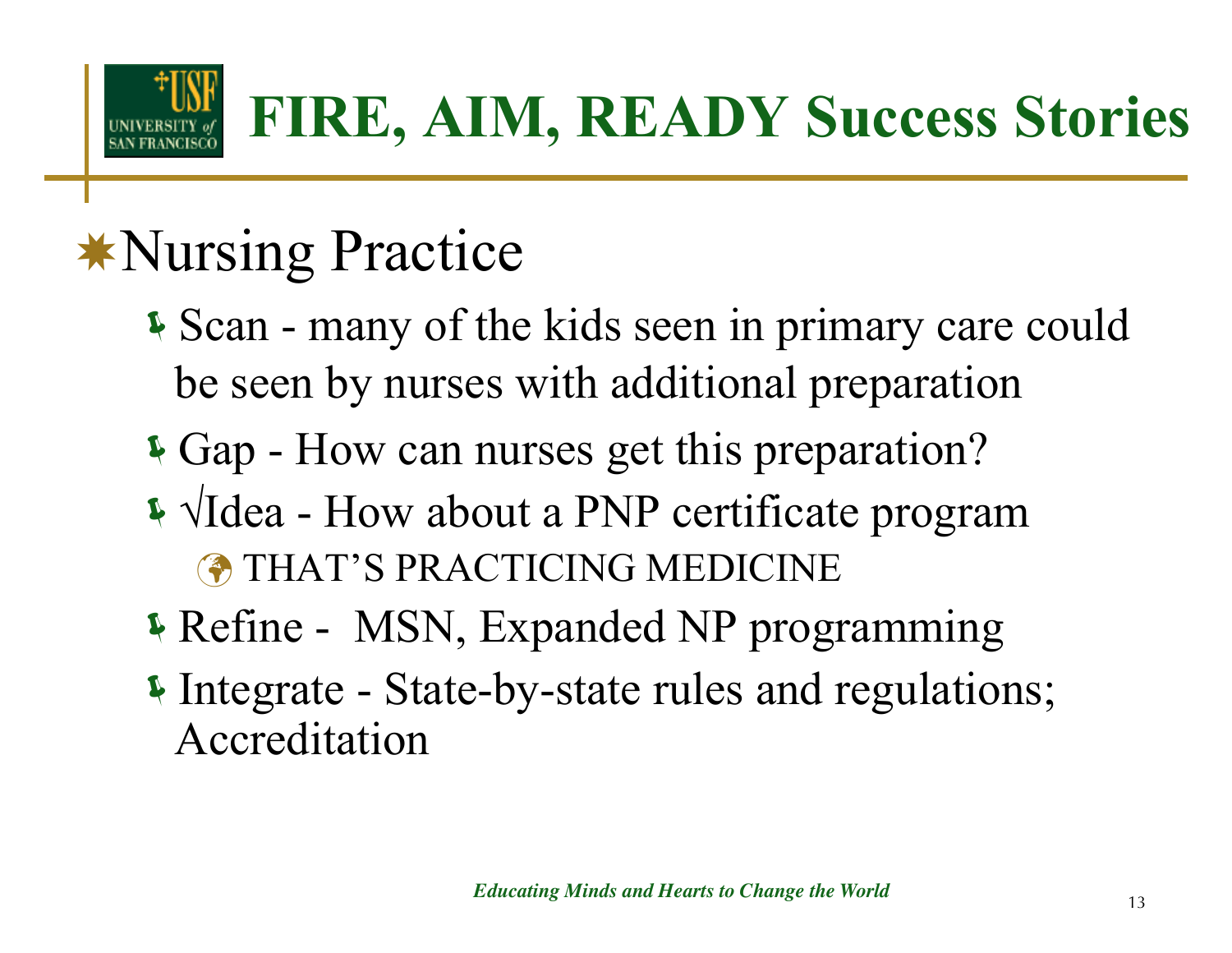# FIRE, AIM, READY Success Stories

## Nursing Practice

- Scan - many of the kids seen in primary care could be seen by nurses with additional preparation
- Gap - How can nurses get this preparation?
- √Idea - How about a PNP certificate program
  - THAT'S PRACTICING MEDICINE
- Refine - MSN, Expanded NP programming
- Integrate - State-by-state rules and regulations; Accreditation

*Educating Minds and Hearts to Change the World*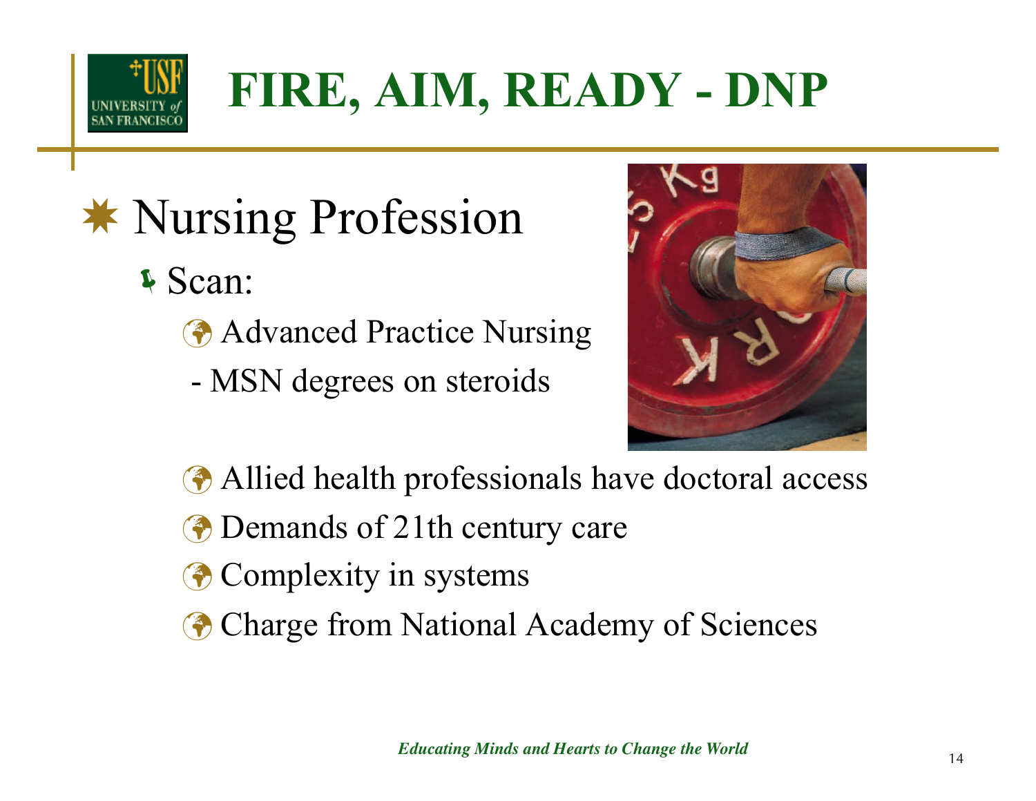# FIRE, AIM, READY - DNP

- Nursing Profession
  - Scan:
    - Advanced Practice Nursing
    
      - MSN degrees on steroids
    - Allied health professionals have doctoral access
    - Demands of 21th century care
    - Complexity in systems
    - Charge from National Academy of Sciences

*Educating Minds and Hearts to Change the World*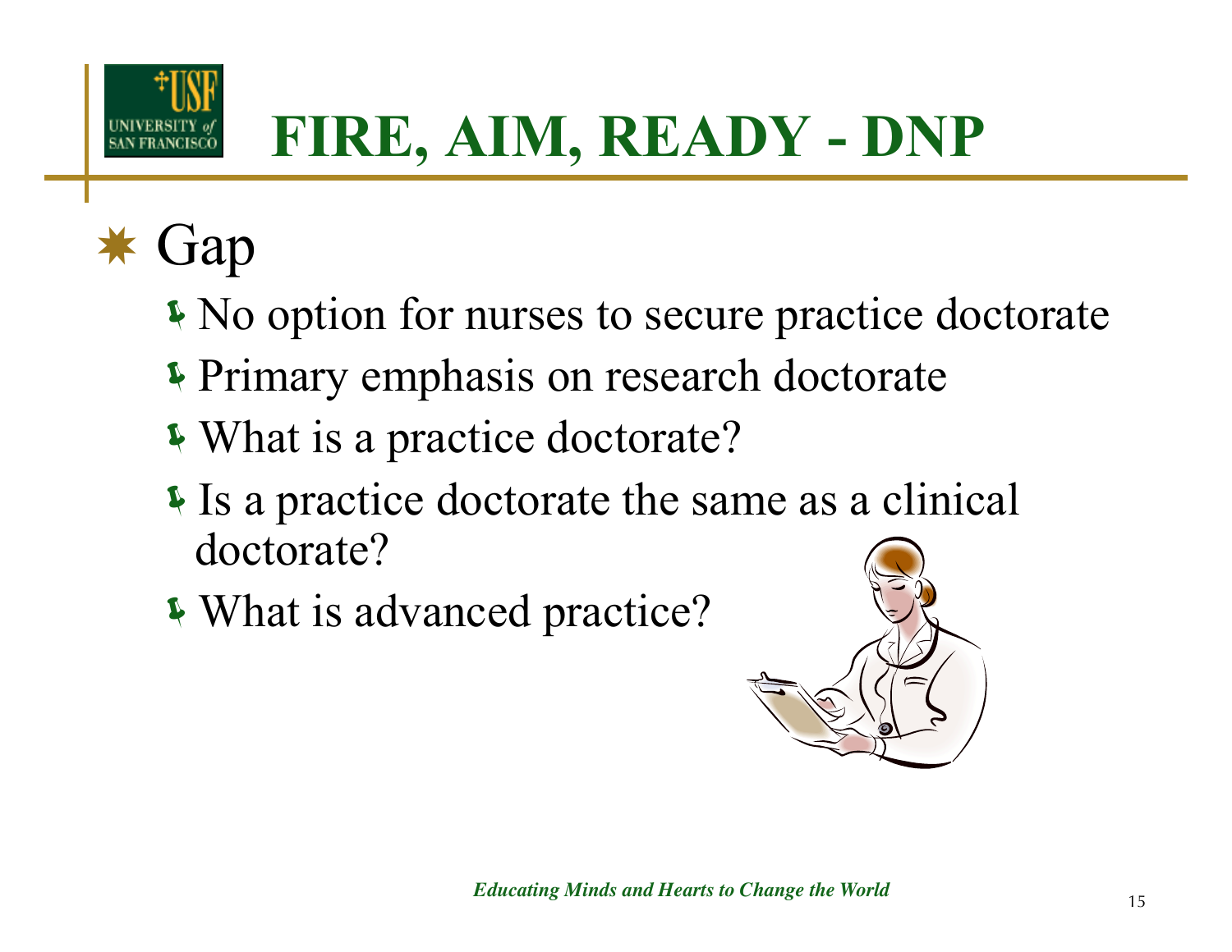# FIRE, AIM, READY - DNP

- Gap
  - No option for nurses to secure practice doctorate
  - Primary emphasis on research doctorate
  - What is a practice doctorate?
  - Is a practice doctorate the same as a clinical doctorate?
  - What is advanced practice?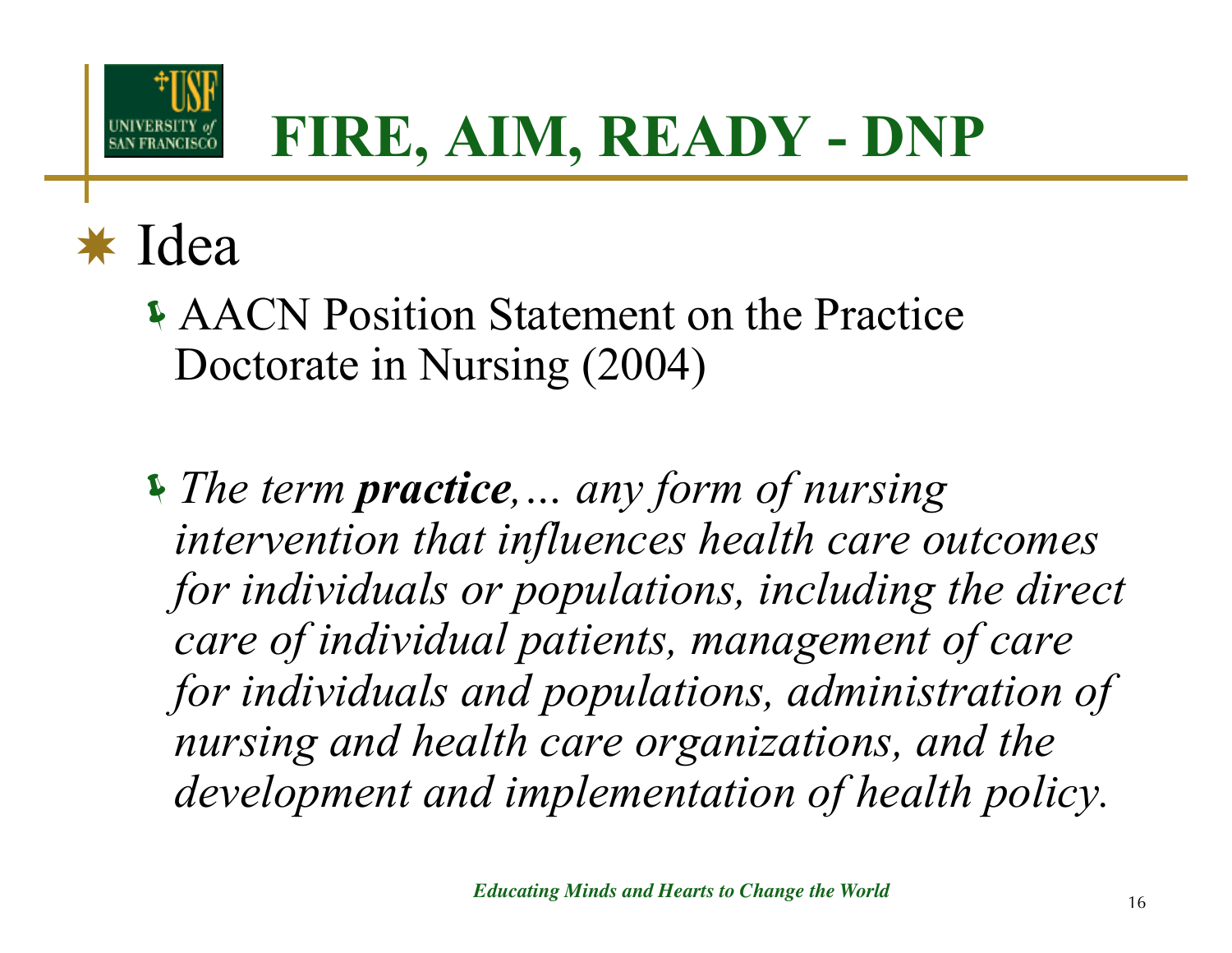# FIRE, AIM, READY - DNP

- Idea
  - AACN Position Statement on the Practice Doctorate in Nursing (2004)
  - *The term **practice**,… any form of nursing intervention that influences health care outcomes for individuals or populations, including the direct care of individual patients, management of care for individuals and populations, administration of nursing and health care organizations, and the development and implementation of health policy.*

*Educating Minds and Hearts to Change the World*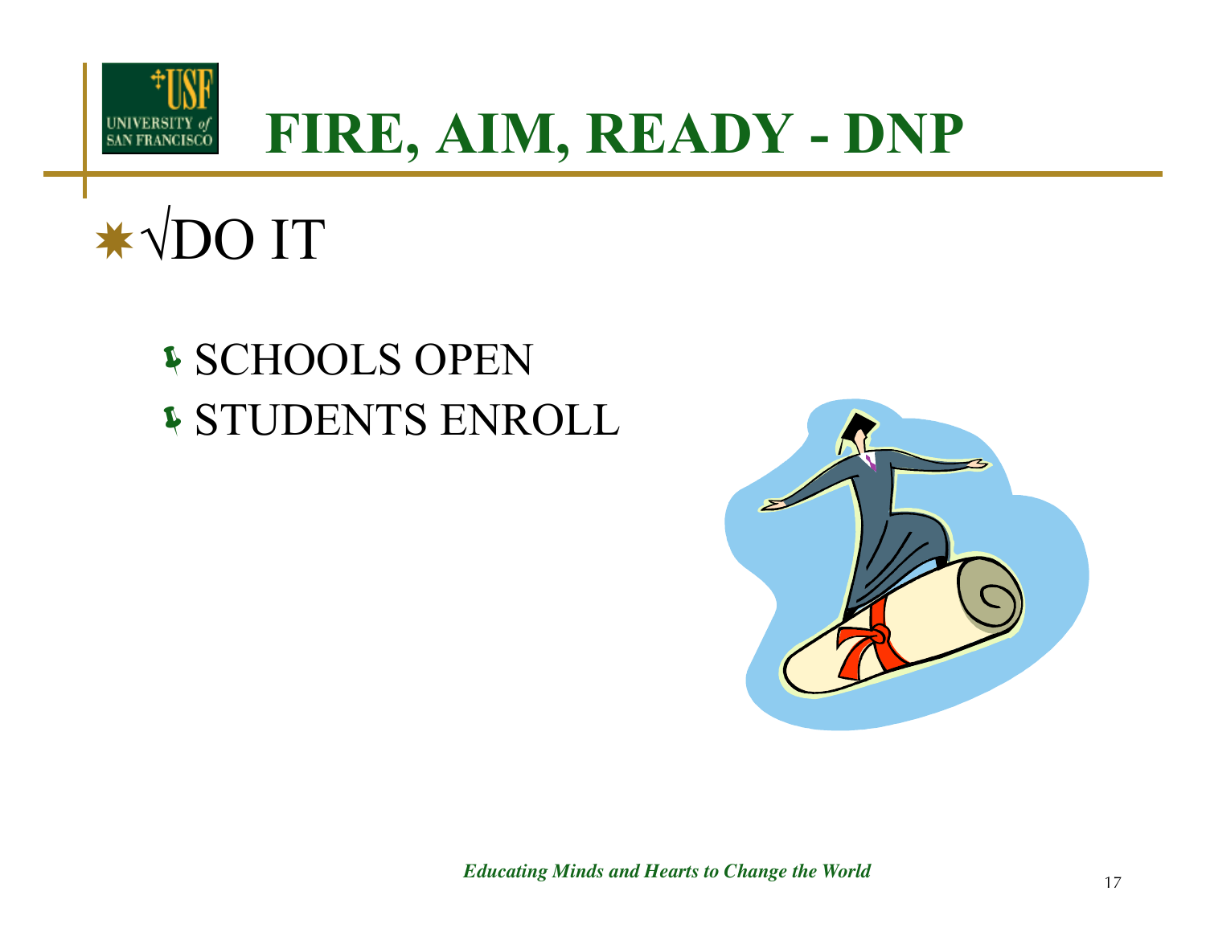# FIRE, AIM, READY - DNP

- √DO IT
  - SCHOOLS OPEN
  - STUDENTS ENROLL

*Educating Minds and Hearts to Change the World*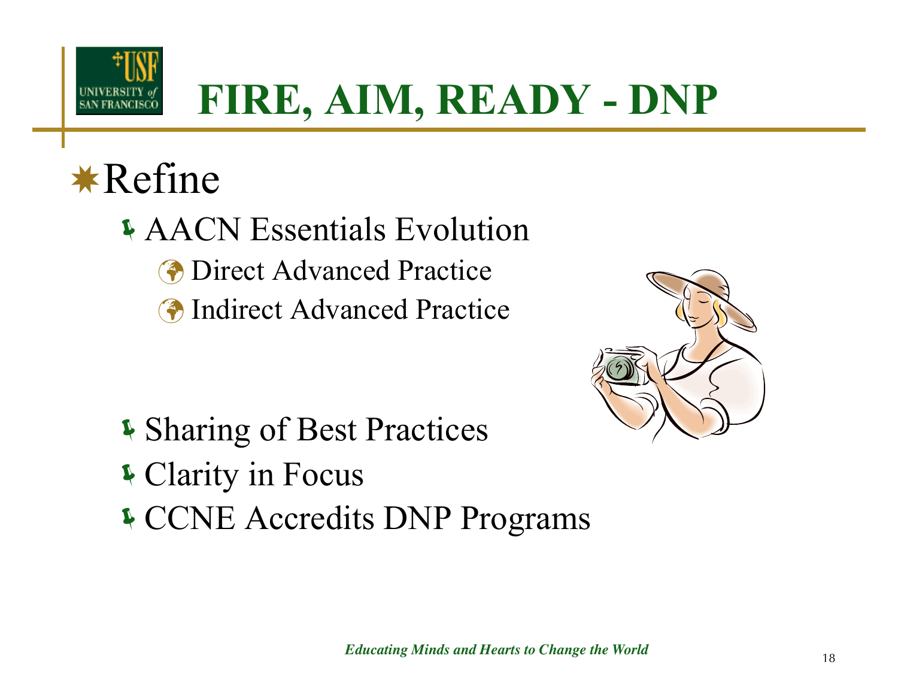# FIRE, AIM, READY - DNP

## Refine

- AACN Essentials Evolution
  - Direct Advanced Practice
  - Indirect Advanced Practice
- Sharing of Best Practices
- Clarity in Focus
- CCNE Accredits DNP Programs

*Educating Minds and Hearts to Change the World*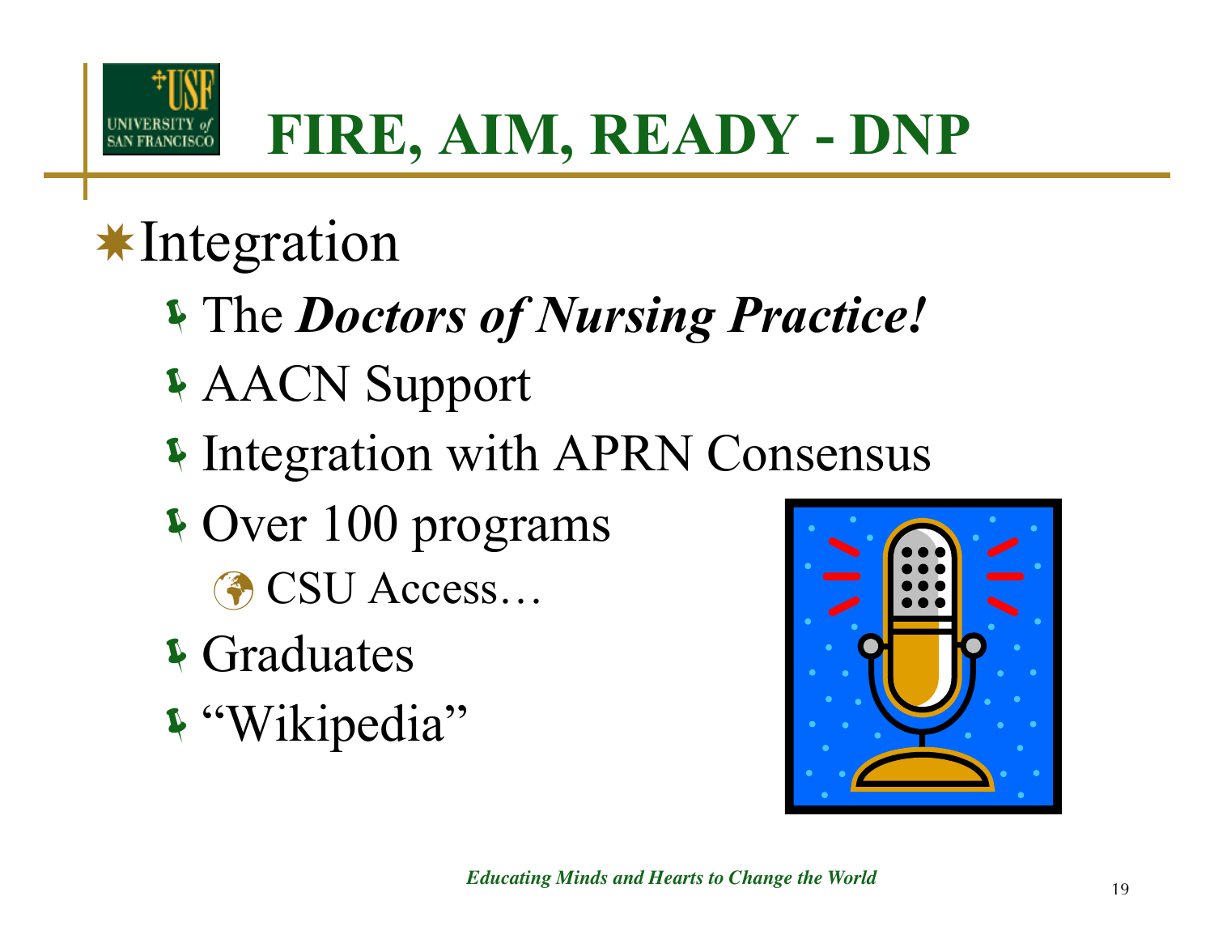# FIRE, AIM, READY - DNP

- Integration
  - The ***Doctors of Nursing Practice!***
  - AACN Support
  - Integration with APRN Consensus
  - Over 100 programs
    - CSU Access…
  - Graduates
  - "Wikipedia"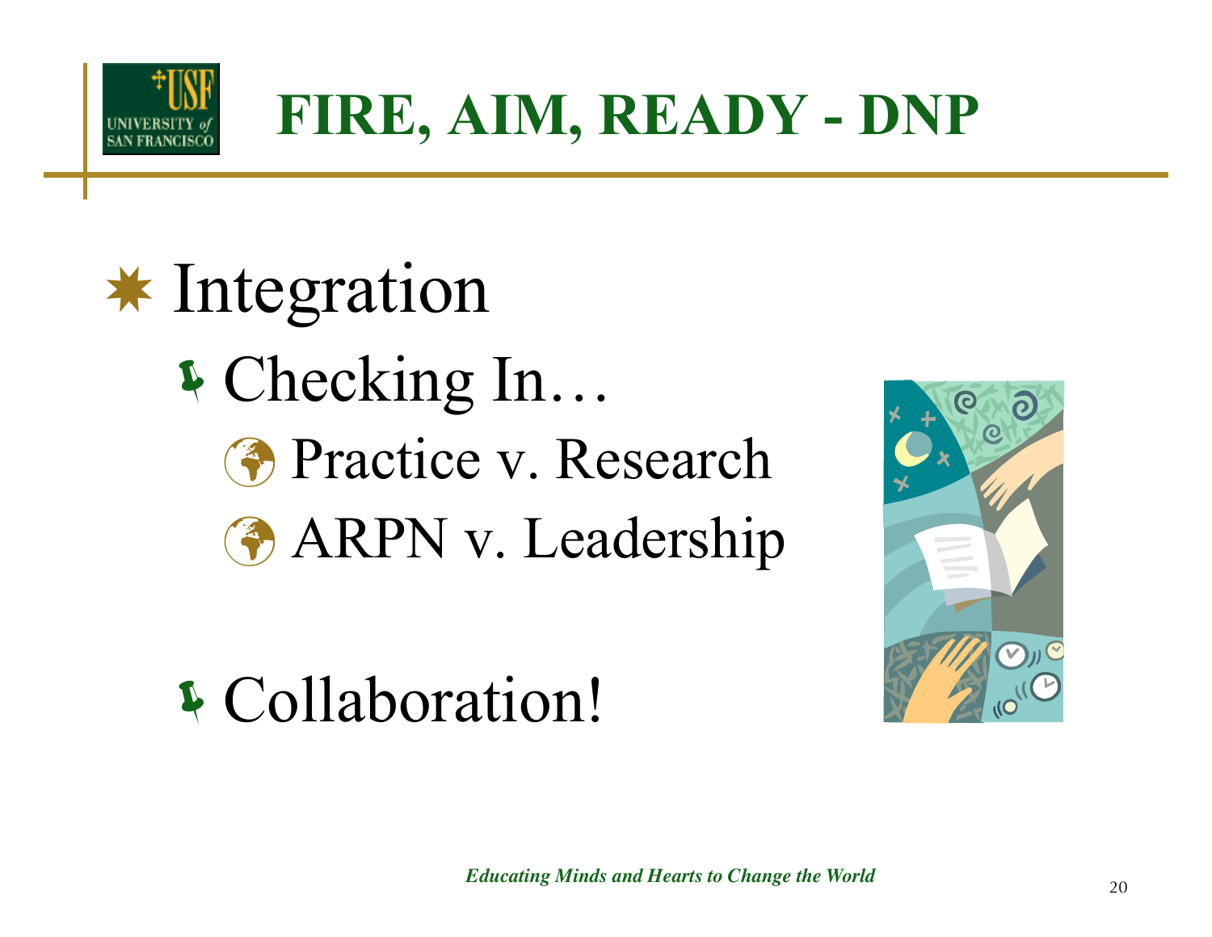# FIRE, AIM, READY - DNP

- Integration
  - Checking In…
    - Practice v. Research
    - ARPN v. Leadership
  - Collaboration!

*Educating Minds and Hearts to Change the World*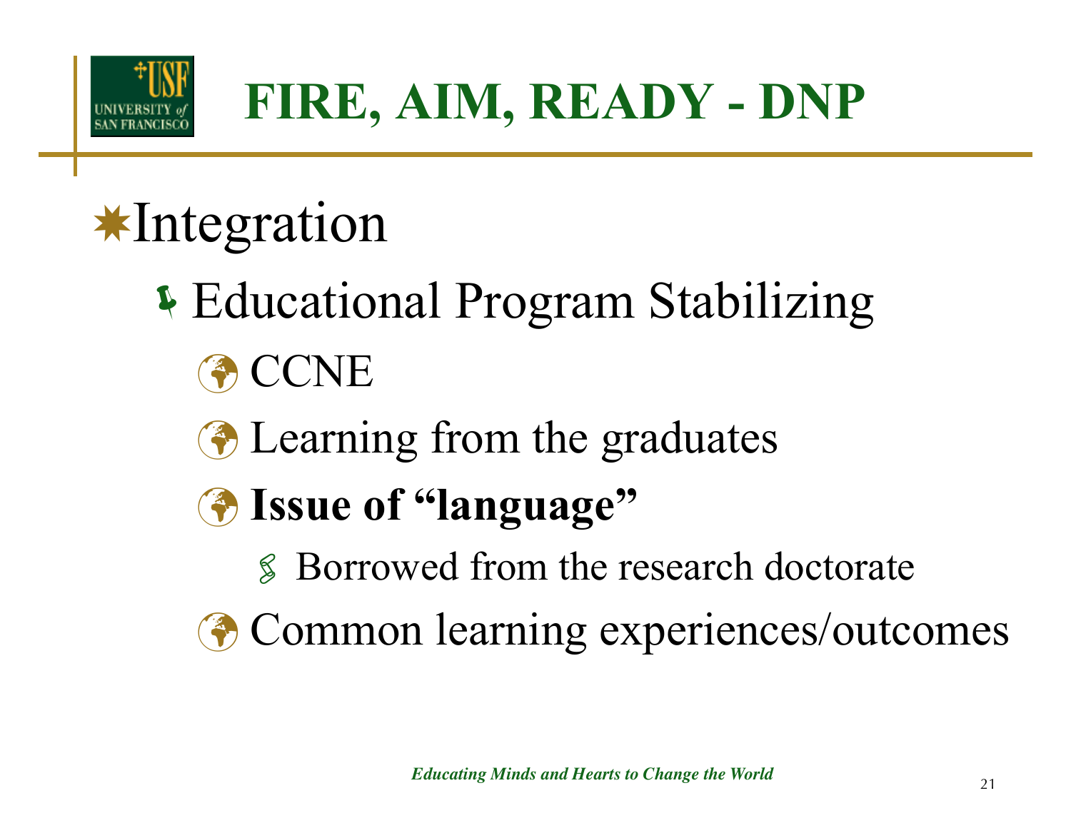# FIRE, AIM, READY - DNP

- Integration
  - Educational Program Stabilizing
    - CCNE
    - Learning from the graduates
    - **Issue of "language"**
      - Borrowed from the research doctorate
    - Common learning experiences/outcomes

*Educating Minds and Hearts to Change the World*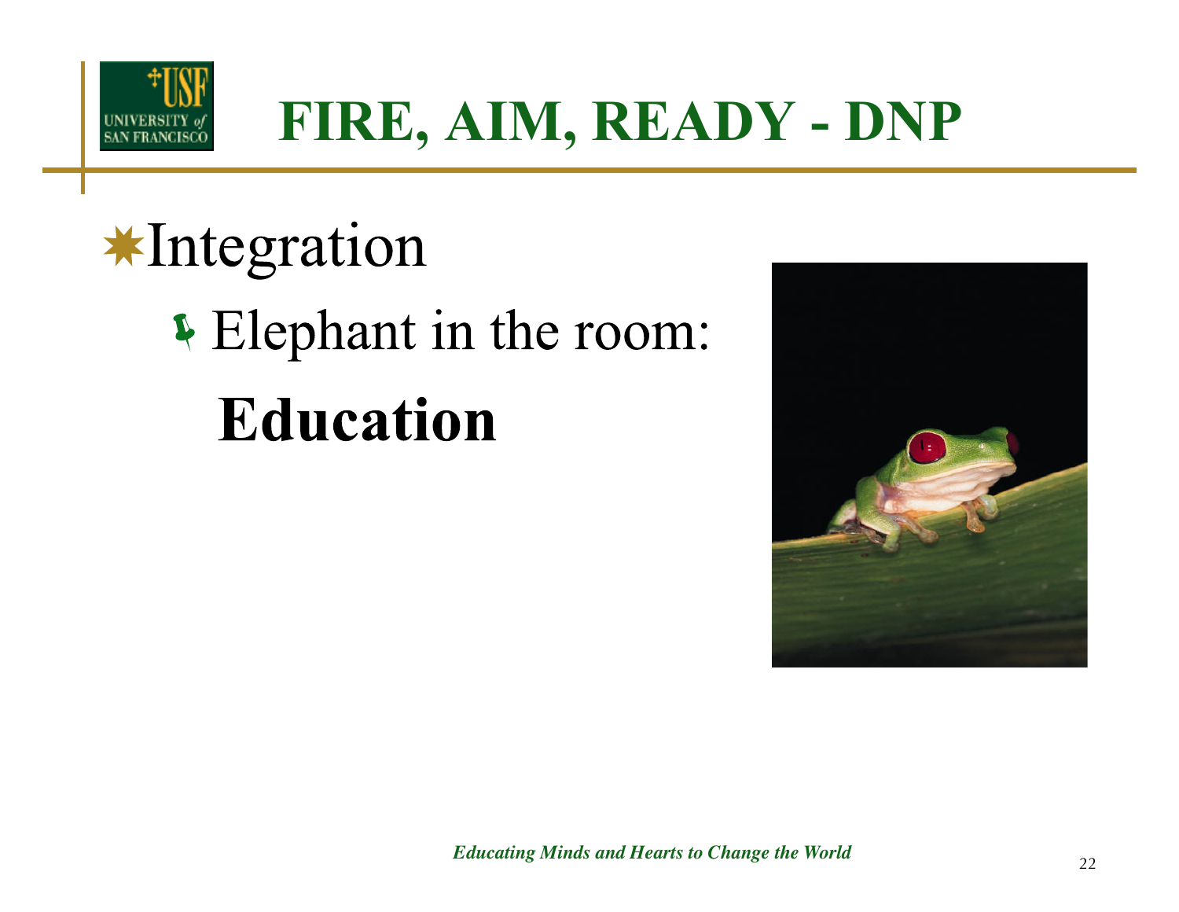# FIRE, AIM, READY - DNP

- Integration
  - Elephant in the room: **Education**

*Educating Minds and Hearts to Change the World*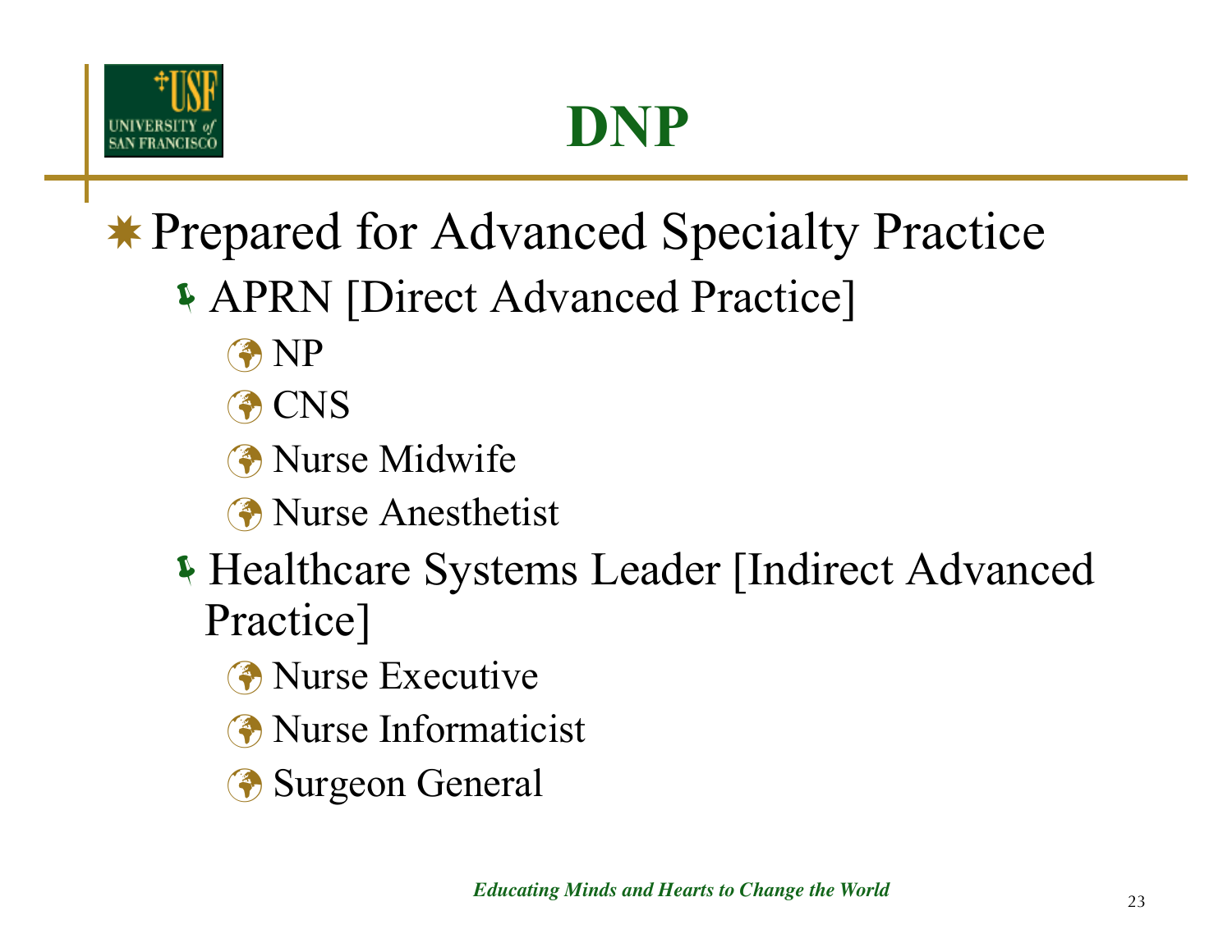# DNP

- Prepared for Advanced Specialty Practice
  - APRN [Direct Advanced Practice]
    - NP
    - CNS
    - Nurse Midwife
    - Nurse Anesthetist
  - Healthcare Systems Leader [Indirect Advanced Practice]
    - Nurse Executive
    - Nurse Informaticist
    - Surgeon General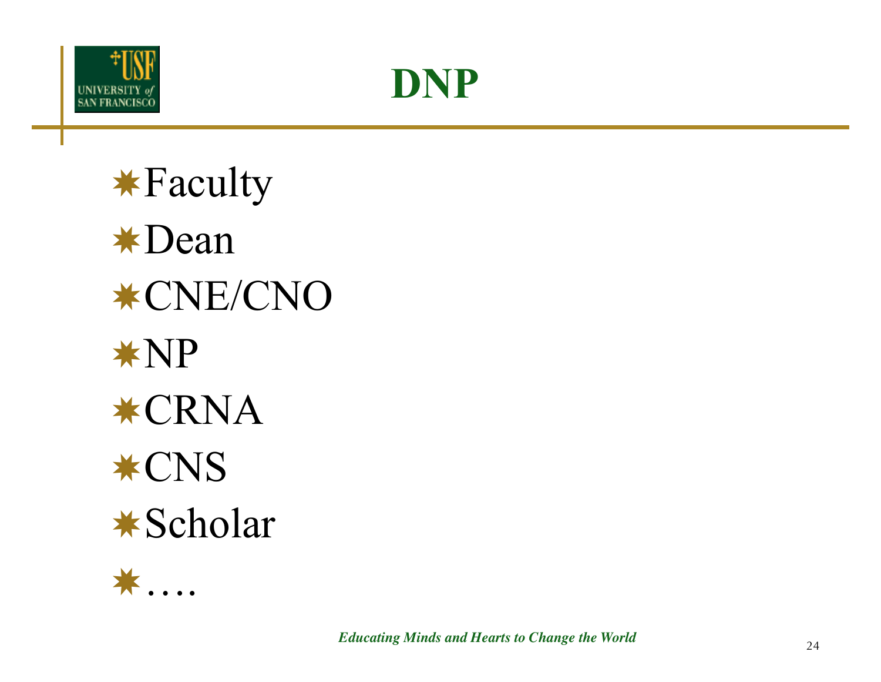# DNP

- Faculty
- Dean
- CNE/CNO
- NP
- CRNA
- CNS
- Scholar
- ….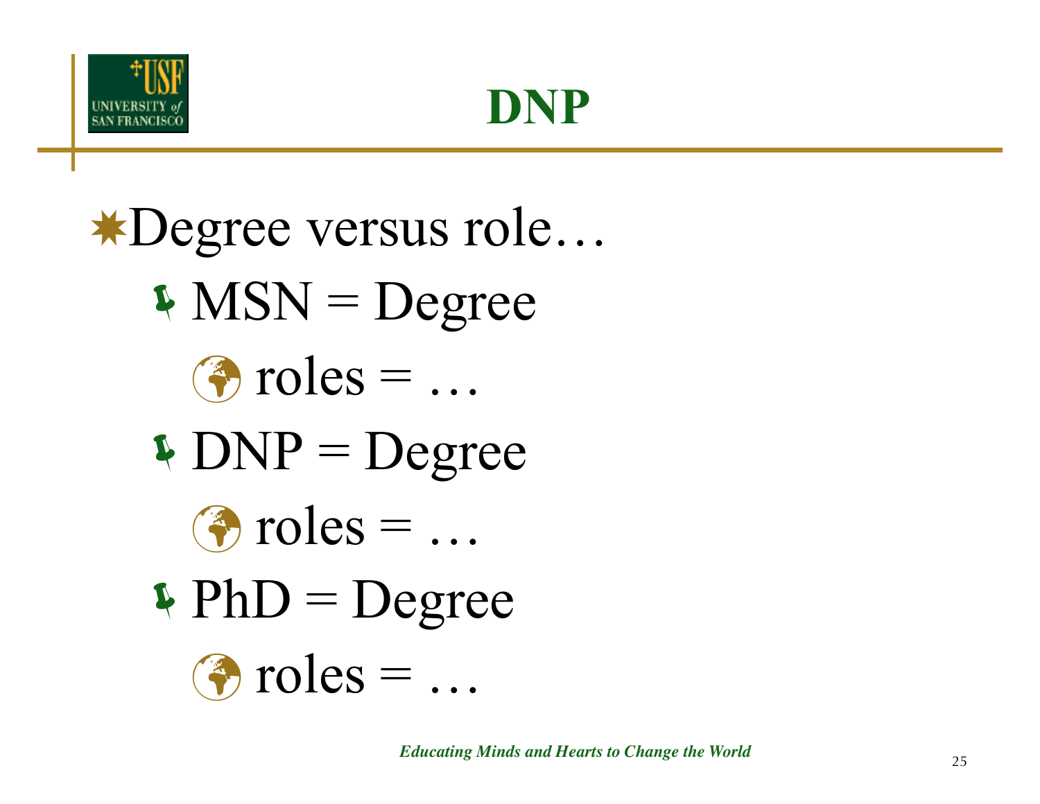# DNP

- Degree versus role…
  - MSN = Degree
    - roles = …
  - DNP = Degree
    - roles = …
  - PhD = Degree
    - roles = …

*Educating Minds and Hearts to Change the World*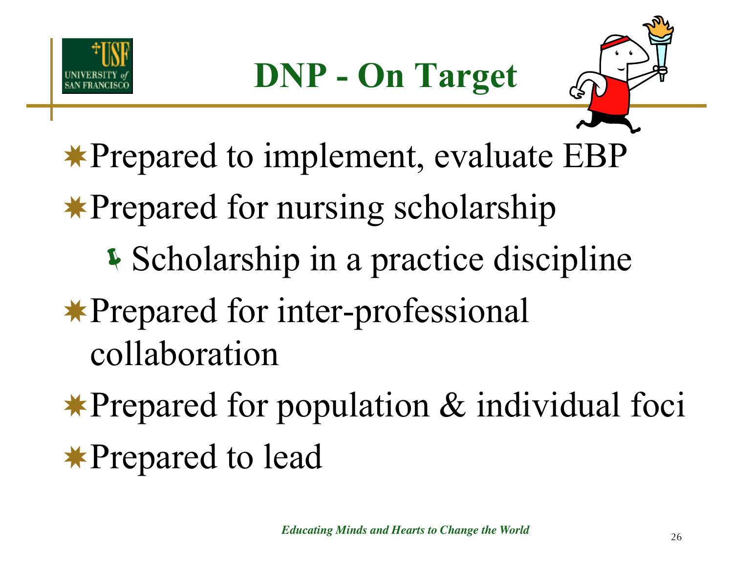# DNP - On Target

- Prepared to implement, evaluate EBP
- Prepared for nursing scholarship
  - Scholarship in a practice discipline
- Prepared for inter-professional collaboration
- Prepared for population & individual foci
- Prepared to lead

*Educating Minds and Hearts to Change the World*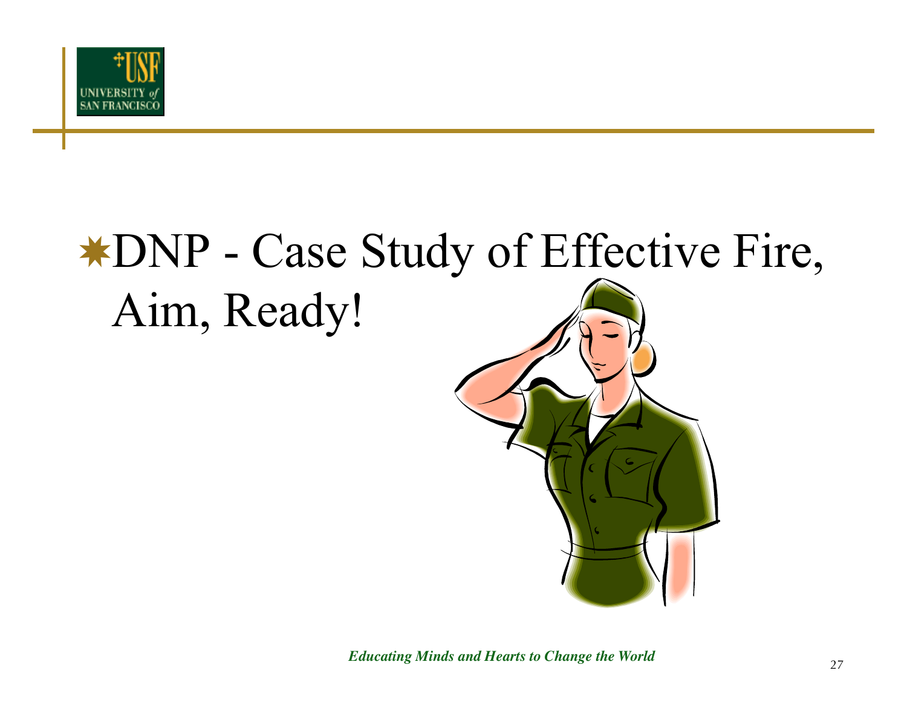- DNP - Case Study of Effective Fire, Aim, Ready!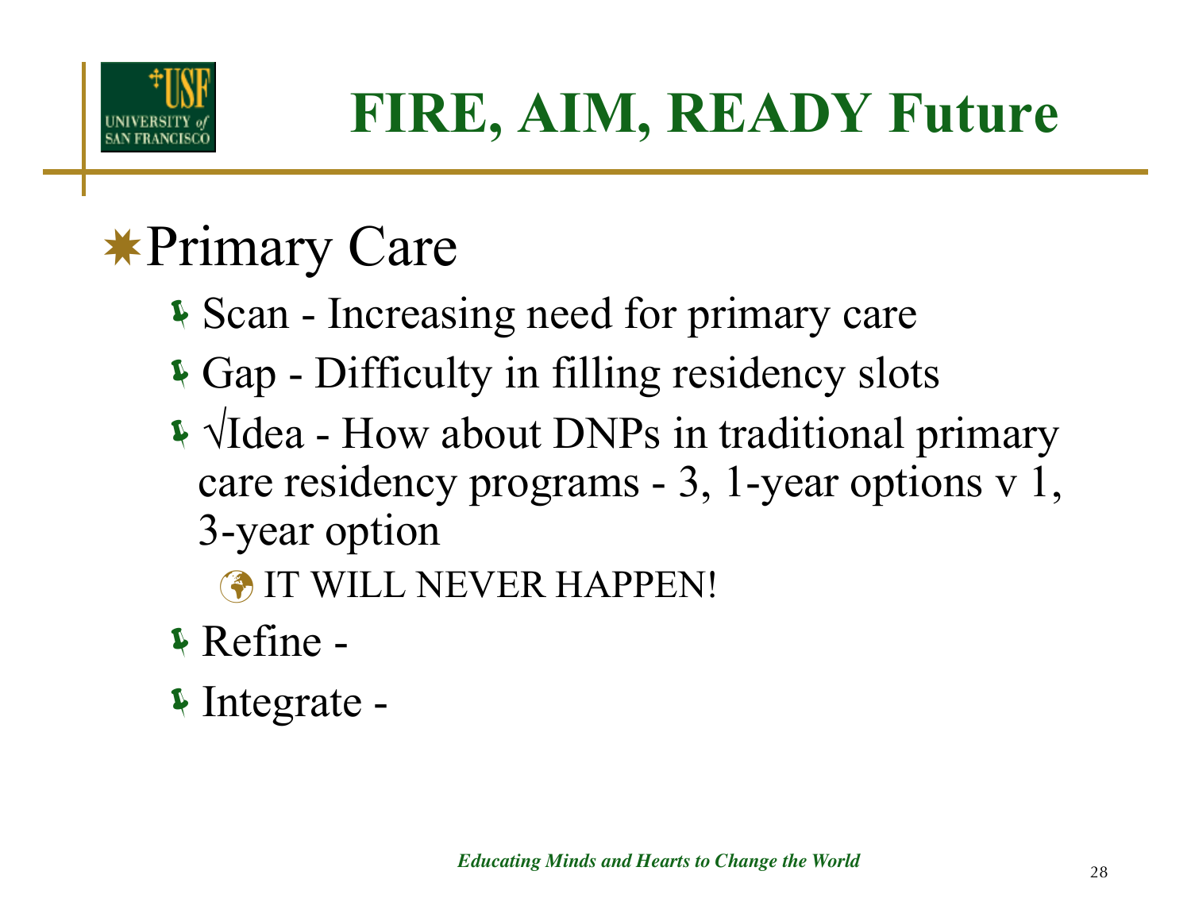# FIRE, AIM, READY Future

- Primary Care
  - Scan - Increasing need for primary care
  - Gap - Difficulty in filling residency slots
  - √Idea - How about DNPs in traditional primary care residency programs - 3, 1-year options v 1, 3-year option
    - IT WILL NEVER HAPPEN!
  - Refine -
  - Integrate -

*Educating Minds and Hearts to Change the World*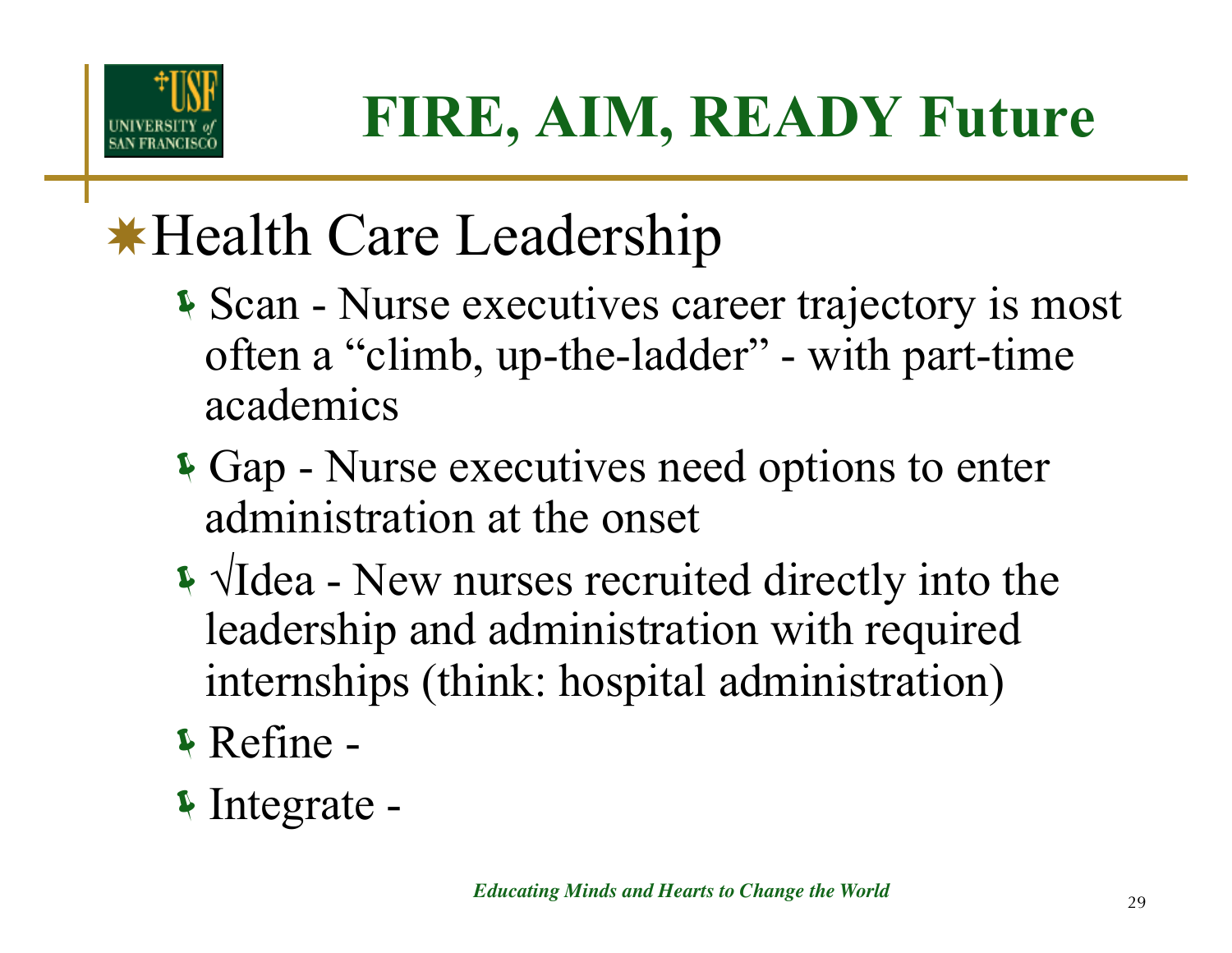# FIRE, AIM, READY Future

- Health Care Leadership
  - Scan - Nurse executives career trajectory is most often a “climb, up-the-ladder” - with part-time academics
  - Gap - Nurse executives need options to enter administration at the onset
  - √Idea - New nurses recruited directly into the leadership and administration with required internships (think: hospital administration)
  - Refine -
  - Integrate -

*Educating Minds and Hearts to Change the World*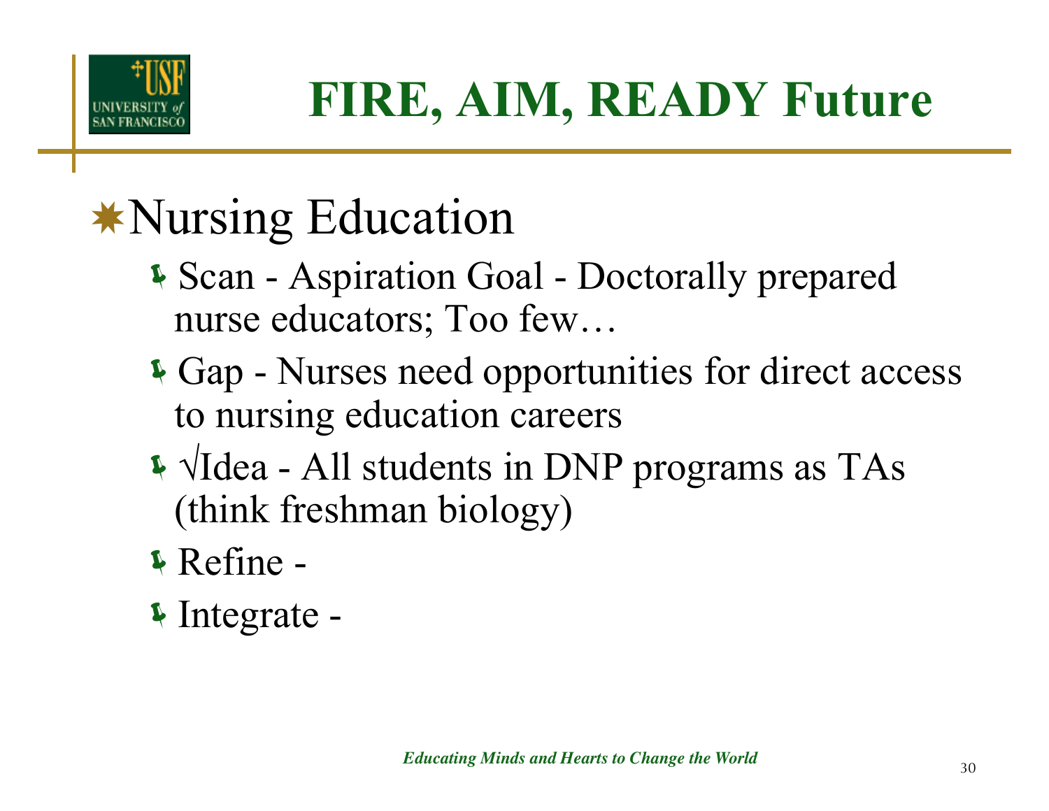# FIRE, AIM, READY Future

## Nursing Education

- Scan - Aspiration Goal - Doctorally prepared nurse educators; Too few…
- Gap - Nurses need opportunities for direct access to nursing education careers
- √Idea - All students in DNP programs as TAs (think freshman biology)
- Refine -
- Integrate -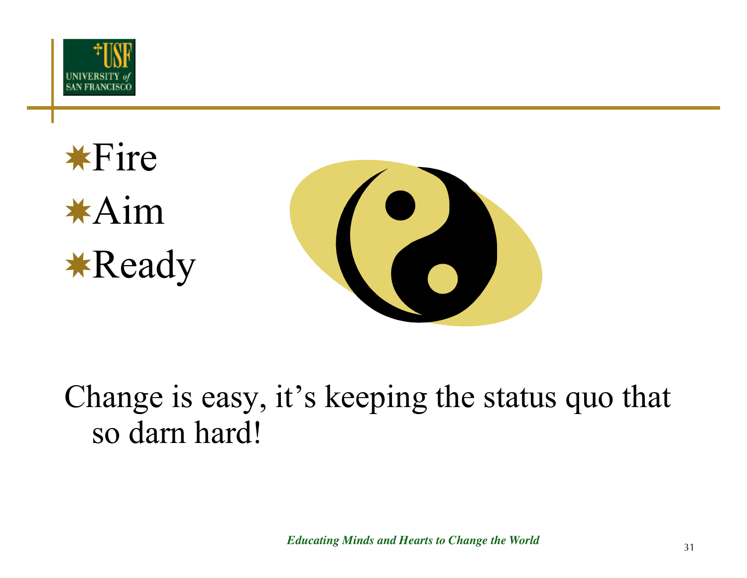- Fire
- Aim
- Ready

Change is easy, it's keeping the status quo that so darn hard!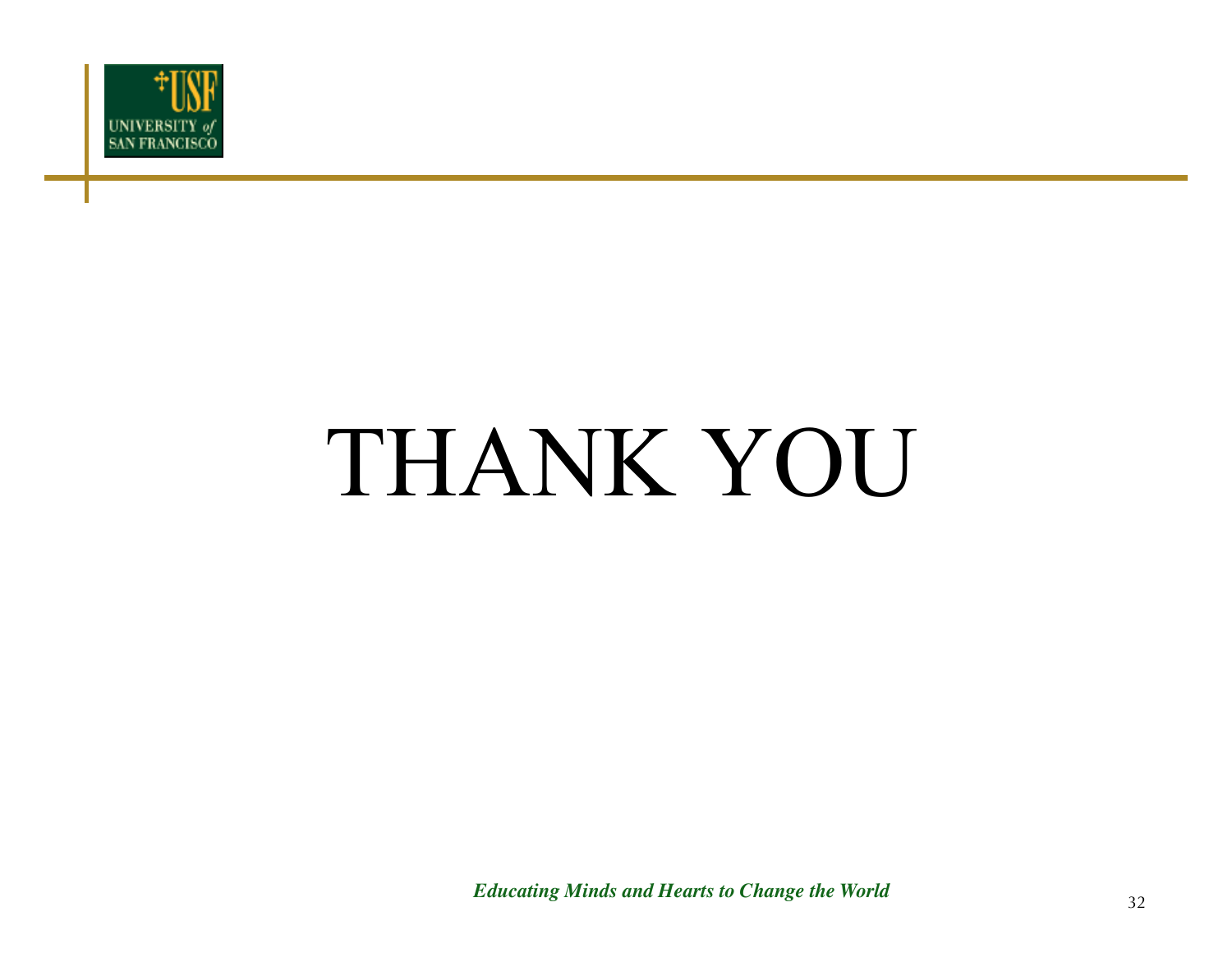# THANK YOU